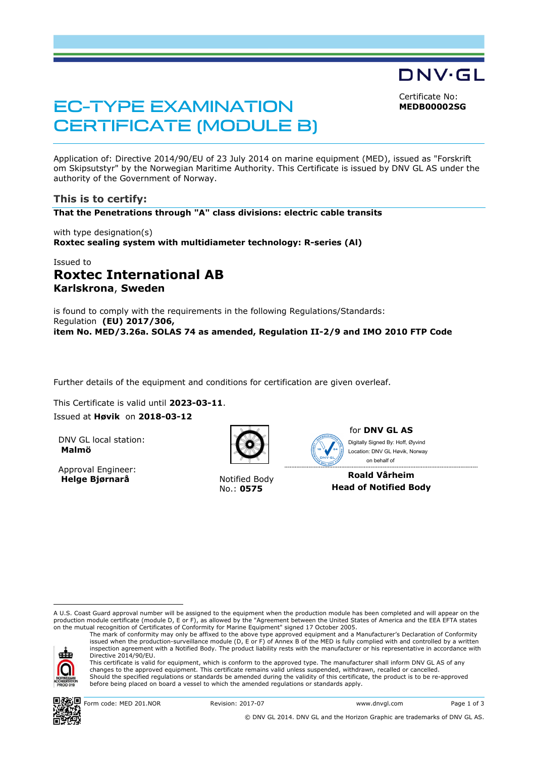DNV·GL

# EC-TYPE EXAMINATION CERTIFICATE (MODULE B)

Certificate No:
**MEDB00002SG**

Application of: Directive 2014/90/EU of 23 July 2014 on marine equipment (MED), issued as "Forskrift om Skipsutstyr" by the Norwegian Maritime Authority. This Certificate is issued by DNV GL AS under the authority of the Government of Norway.

## This is to certify:

**That the Penetrations through "A" class divisions: electric cable transits**

with type designation(s)
**Roxtec sealing system with multidiameter technology: R-series (Al)**

Issued to
**Roxtec International AB**
**Karlskrona, Sweden**

is found to comply with the requirements in the following Regulations/Standards:
Regulation **(EU) 2017/306,**
**item No. MED/3.26a. SOLAS 74 as amended, Regulation II-2/9 and IMO 2010 FTP Code**

Further details of the equipment and conditions for certification are given overleaf.

This Certificate is valid until **2023-03-11**.
Issued at **Høvik** on **2018-03-12**

DNV GL local station:
**Malmö**

Approval Engineer:
**Helge Bjørnarå**

Notified Body
No.: **0575**

for **DNV GL AS**
Digitally Signed By: Hoff, Øyvind
Location: DNV GL Høvik, Norway
on behalf of

**Roald Vårheim**
**Head of Notified Body**

A U.S. Coast Guard approval number will be assigned to the equipment when the production module has been completed and will appear on the production module certificate (module D, E or F), as allowed by the "Agreement between the United States of America and the EEA EFTA states on the mutual recognition of Certificates of Conformity for Marine Equipment" signed 17 October 2005.

The mark of conformity may only be affixed to the above type approved equipment and a Manufacturer's Declaration of Conformity issued when the production-surveillance module (D, E or F) of Annex B of the MED is fully complied with and controlled by a written inspection agreement with a Notified Body. The product liability rests with the manufacturer or his representative in accordance with Directive 2014/90/EU.

This certificate is valid for equipment, which is conform to the approved type. The manufacturer shall inform DNV GL AS of any changes to the approved equipment. This certificate remains valid unless suspended, withdrawn, recalled or cancelled.

Should the specified regulations or standards be amended during the validity of this certificate, the product is to be re-approved before being placed on board a vessel to which the amended regulations or standards apply.

NORWEGIAN ACCREDITATION PROD 019

Form code: MED 201.NOR | Revision: 2017-07 | www.dnvgl.com

© DNV GL 2014. DNV GL and the Horizon Graphic are trademarks of DNV GL AS.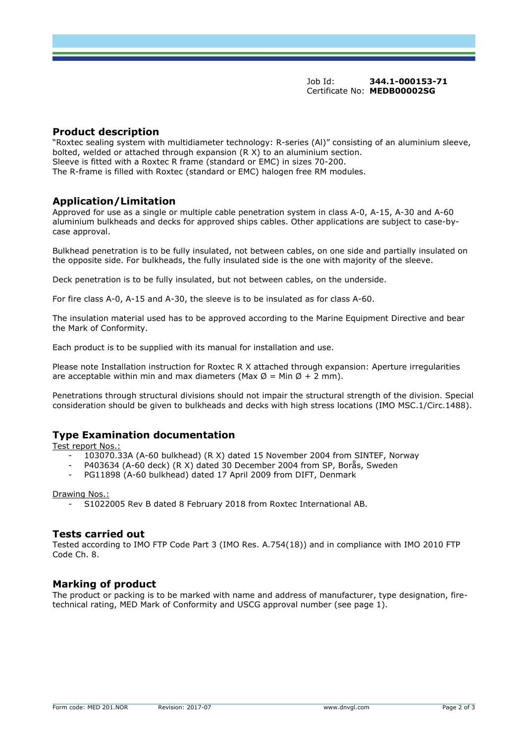Job Id: **344.1-000153-71**
Certificate No: **MEDB00002SG**

## Product description

"Roxtec sealing system with multidiameter technology: R-series (Al)" consisting of an aluminium sleeve, bolted, welded or attached through expansion (R X) to an aluminium section.
Sleeve is fitted with a Roxtec R frame (standard or EMC) in sizes 70-200.
The R-frame is filled with Roxtec (standard or EMC) halogen free RM modules.

## Application/Limitation

Approved for use as a single or multiple cable penetration system in class A-0, A-15, A-30 and A-60 aluminium bulkheads and decks for approved ships cables. Other applications are subject to case-by-case approval.

Bulkhead penetration is to be fully insulated, not between cables, on one side and partially insulated on the opposite side. For bulkheads, the fully insulated side is the one with majority of the sleeve.

Deck penetration is to be fully insulated, but not between cables, on the underside.

For fire class A-0, A-15 and A-30, the sleeve is to be insulated as for class A-60.

The insulation material used has to be approved according to the Marine Equipment Directive and bear the Mark of Conformity.

Each product is to be supplied with its manual for installation and use.

Please note Installation instruction for Roxtec R X attached through expansion: Aperture irregularities are acceptable within min and max diameters (Max Ø = Min Ø + 2 mm).

Penetrations through structural divisions should not impair the structural strength of the division. Special consideration should be given to bulkheads and decks with high stress locations (IMO MSC.1/Circ.1488).

## Type Examination documentation

Test report Nos.:

- 103070.33A (A-60 bulkhead) (R X) dated 15 November 2004 from SINTEF, Norway
- P403634 (A-60 deck) (R X) dated 30 December 2004 from SP, Borås, Sweden
- PG11898 (A-60 bulkhead) dated 17 April 2009 from DIFT, Denmark

Drawing Nos.:

- S1022005 Rev B dated 8 February 2018 from Roxtec International AB.

## Tests carried out

Tested according to IMO FTP Code Part 3 (IMO Res. A.754(18)) and in compliance with IMO 2010 FTP Code Ch. 8.

## Marking of product

The product or packing is to be marked with name and address of manufacturer, type designation, fire-technical rating, MED Mark of Conformity and USCG approval number (see page 1).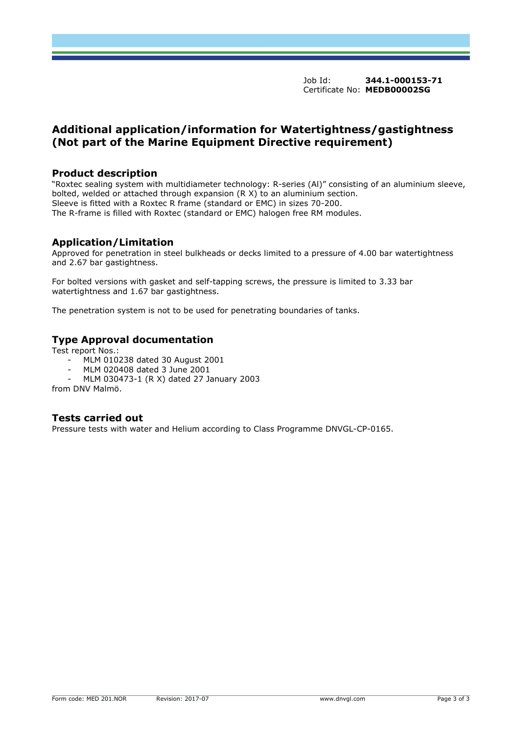Job Id: **344.1-000153-71**
Certificate No: **MEDB00002SG**

## Additional application/information for Watertightness/gastightness (Not part of the Marine Equipment Directive requirement)

### Product description

"Roxtec sealing system with multidiameter technology: R-series (Al)" consisting of an aluminium sleeve, bolted, welded or attached through expansion (R X) to an aluminium section.
Sleeve is fitted with a Roxtec R frame (standard or EMC) in sizes 70-200.
The R-frame is filled with Roxtec (standard or EMC) halogen free RM modules.

### Application/Limitation

Approved for penetration in steel bulkheads or decks limited to a pressure of 4.00 bar watertightness and 2.67 bar gastightness.

For bolted versions with gasket and self-tapping screws, the pressure is limited to 3.33 bar watertightness and 1.67 bar gastightness.

The penetration system is not to be used for penetrating boundaries of tanks.

### Type Approval documentation

Test report Nos.:

- MLM 010238 dated 30 August 2001
- MLM 020408 dated 3 June 2001
- MLM 030473-1 (R X) dated 27 January 2003

from DNV Malmö.

### Tests carried out

Pressure tests with water and Helium according to Class Programme DNVGL-CP-0165.